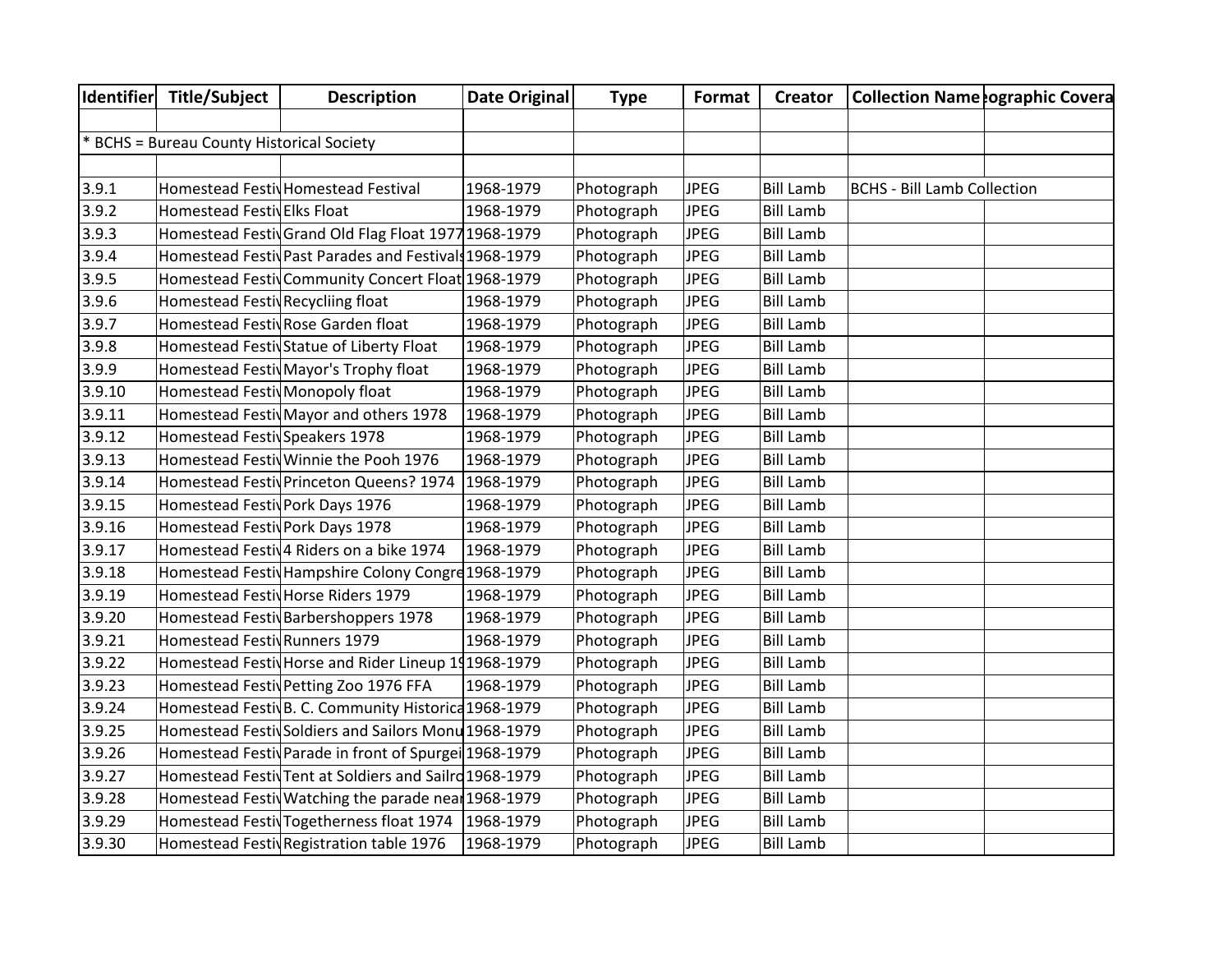| Identifier | Title/Subject | Description | Date Original | Type | Format | Creator | Collection Name | eographic Covera |
|---|---|---|---|---|---|---|---|---|
| | | | | | | | | |
| * BCHS = Bureau County Historical Society | | | | | | | | |
| | | | | | | | | |
| 3.9.1 | Homestead Festiv | Homestead Festival | 1968-1979 | Photograph | JPEG | Bill Lamb | BCHS - Bill Lamb Collection | |
| 3.9.2 | Homestead Festiv | Elks Float | 1968-1979 | Photograph | JPEG | Bill Lamb | | |
| 3.9.3 | Homestead Festiv | Grand Old Flag Float 1977 | 1968-1979 | Photograph | JPEG | Bill Lamb | | |
| 3.9.4 | Homestead Festiv | Past Parades and Festivals | 1968-1979 | Photograph | JPEG | Bill Lamb | | |
| 3.9.5 | Homestead Festiv | Community Concert Float | 1968-1979 | Photograph | JPEG | Bill Lamb | | |
| 3.9.6 | Homestead Festiv | Recycliing float | 1968-1979 | Photograph | JPEG | Bill Lamb | | |
| 3.9.7 | Homestead Festiv | Rose Garden float | 1968-1979 | Photograph | JPEG | Bill Lamb | | |
| 3.9.8 | Homestead Festiv | Statue of Liberty Float | 1968-1979 | Photograph | JPEG | Bill Lamb | | |
| 3.9.9 | Homestead Festiv | Mayor's Trophy float | 1968-1979 | Photograph | JPEG | Bill Lamb | | |
| 3.9.10 | Homestead Festiv | Monopoly float | 1968-1979 | Photograph | JPEG | Bill Lamb | | |
| 3.9.11 | Homestead Festiv | Mayor and others 1978 | 1968-1979 | Photograph | JPEG | Bill Lamb | | |
| 3.9.12 | Homestead Festiv | Speakers 1978 | 1968-1979 | Photograph | JPEG | Bill Lamb | | |
| 3.9.13 | Homestead Festiv | Winnie the Pooh 1976 | 1968-1979 | Photograph | JPEG | Bill Lamb | | |
| 3.9.14 | Homestead Festiv | Princeton Queens? 1974 | 1968-1979 | Photograph | JPEG | Bill Lamb | | |
| 3.9.15 | Homestead Festiv | Pork Days 1976 | 1968-1979 | Photograph | JPEG | Bill Lamb | | |
| 3.9.16 | Homestead Festiv | Pork Days 1978 | 1968-1979 | Photograph | JPEG | Bill Lamb | | |
| 3.9.17 | Homestead Festiv | 4 Riders on a bike 1974 | 1968-1979 | Photograph | JPEG | Bill Lamb | | |
| 3.9.18 | Homestead Festiv | Hampshire Colony Congre | 1968-1979 | Photograph | JPEG | Bill Lamb | | |
| 3.9.19 | Homestead Festiv | Horse Riders 1979 | 1968-1979 | Photograph | JPEG | Bill Lamb | | |
| 3.9.20 | Homestead Festiv | Barbershoppers 1978 | 1968-1979 | Photograph | JPEG | Bill Lamb | | |
| 3.9.21 | Homestead Festiv | Runners 1979 | 1968-1979 | Photograph | JPEG | Bill Lamb | | |
| 3.9.22 | Homestead Festiv | Horse and Rider Lineup 19 | 1968-1979 | Photograph | JPEG | Bill Lamb | | |
| 3.9.23 | Homestead Festiv | Petting Zoo 1976 FFA | 1968-1979 | Photograph | JPEG | Bill Lamb | | |
| 3.9.24 | Homestead Festiv | B. C. Community Historica | 1968-1979 | Photograph | JPEG | Bill Lamb | | |
| 3.9.25 | Homestead Festiv | Soldiers and Sailors Monu | 1968-1979 | Photograph | JPEG | Bill Lamb | | |
| 3.9.26 | Homestead Festiv | Parade in front of Spurgei | 1968-1979 | Photograph | JPEG | Bill Lamb | | |
| 3.9.27 | Homestead Festiv | Tent at Soldiers and Sailro | 1968-1979 | Photograph | JPEG | Bill Lamb | | |
| 3.9.28 | Homestead Festiv | Watching the parade near | 1968-1979 | Photograph | JPEG | Bill Lamb | | |
| 3.9.29 | Homestead Festiv | Togetherness float 1974 | 1968-1979 | Photograph | JPEG | Bill Lamb | | |
| 3.9.30 | Homestead Festiv | Registration table 1976 | 1968-1979 | Photograph | JPEG | Bill Lamb | | |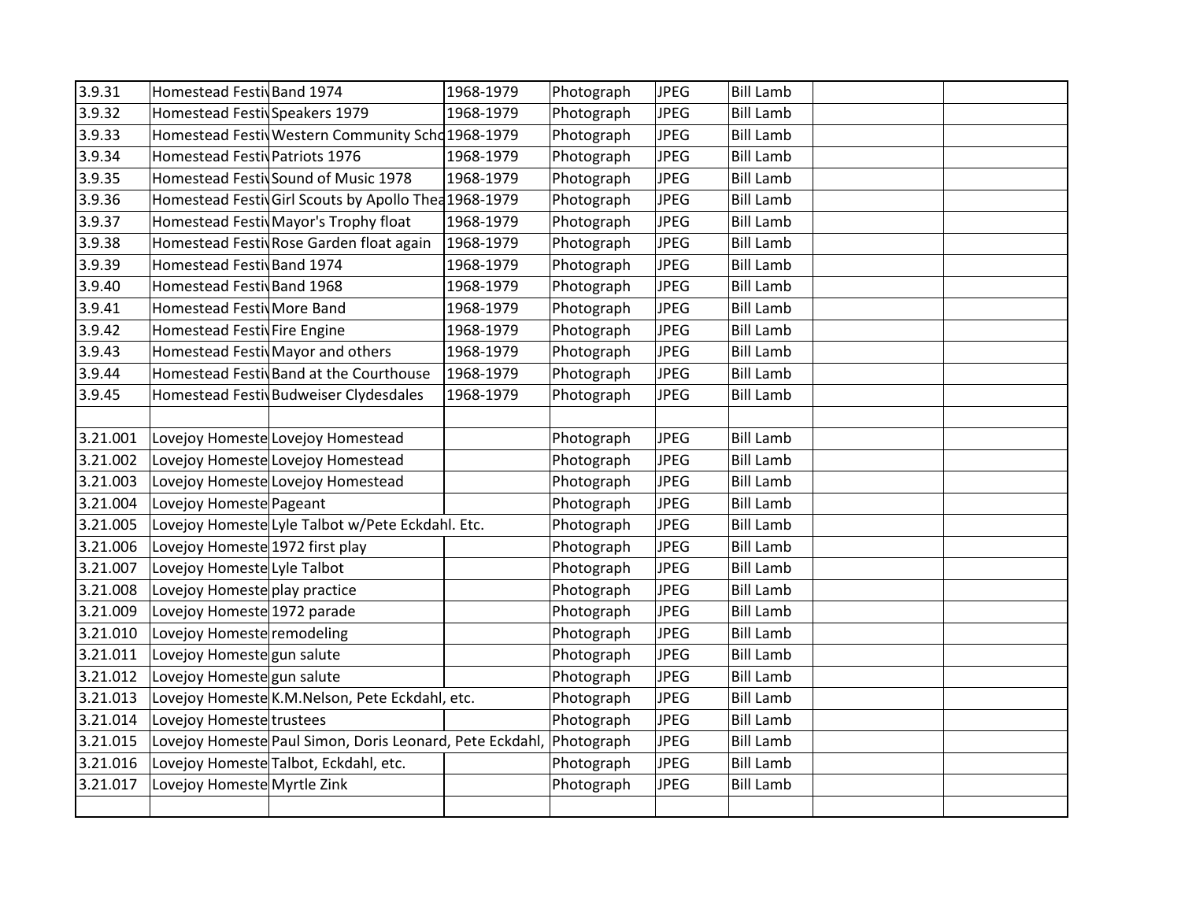| | | | | | | | | |
|---|---|---|---|---|---|---|---|---|
| 3.9.31 | Homestead Festiv | Band 1974 | 1968-1979 | Photograph | JPEG | Bill Lamb | | |
| 3.9.32 | Homestead Festiv | Speakers 1979 | 1968-1979 | Photograph | JPEG | Bill Lamb | | |
| 3.9.33 | Homestead Festiv | Western Community Scho | 1968-1979 | Photograph | JPEG | Bill Lamb | | |
| 3.9.34 | Homestead Festiv | Patriots 1976 | 1968-1979 | Photograph | JPEG | Bill Lamb | | |
| 3.9.35 | Homestead Festiv | Sound of Music 1978 | 1968-1979 | Photograph | JPEG | Bill Lamb | | |
| 3.9.36 | Homestead Festiv | Girl Scouts by Apollo Thea | 1968-1979 | Photograph | JPEG | Bill Lamb | | |
| 3.9.37 | Homestead Festiv | Mayor's Trophy float | 1968-1979 | Photograph | JPEG | Bill Lamb | | |
| 3.9.38 | Homestead Festiv | Rose Garden float again | 1968-1979 | Photograph | JPEG | Bill Lamb | | |
| 3.9.39 | Homestead Festiv | Band 1974 | 1968-1979 | Photograph | JPEG | Bill Lamb | | |
| 3.9.40 | Homestead Festiv | Band 1968 | 1968-1979 | Photograph | JPEG | Bill Lamb | | |
| 3.9.41 | Homestead Festiv | More Band | 1968-1979 | Photograph | JPEG | Bill Lamb | | |
| 3.9.42 | Homestead Festiv | Fire Engine | 1968-1979 | Photograph | JPEG | Bill Lamb | | |
| 3.9.43 | Homestead Festiv | Mayor and others | 1968-1979 | Photograph | JPEG | Bill Lamb | | |
| 3.9.44 | Homestead Festiv | Band at the Courthouse | 1968-1979 | Photograph | JPEG | Bill Lamb | | |
| 3.9.45 | Homestead Festiv | Budweiser Clydesdales | 1968-1979 | Photograph | JPEG | Bill Lamb | | |
| | | | | | | | | |
| 3.21.001 | Lovejoy Homeste | Lovejoy Homestead | | Photograph | JPEG | Bill Lamb | | |
| 3.21.002 | Lovejoy Homeste | Lovejoy Homestead | | Photograph | JPEG | Bill Lamb | | |
| 3.21.003 | Lovejoy Homeste | Lovejoy Homestead | | Photograph | JPEG | Bill Lamb | | |
| 3.21.004 | Lovejoy Homeste | Pageant | | Photograph | JPEG | Bill Lamb | | |
| 3.21.005 | Lovejoy Homeste | Lyle Talbot w/Pete Eckdahl. Etc. | | Photograph | JPEG | Bill Lamb | | |
| 3.21.006 | Lovejoy Homeste | 1972 first play | | Photograph | JPEG | Bill Lamb | | |
| 3.21.007 | Lovejoy Homeste | Lyle Talbot | | Photograph | JPEG | Bill Lamb | | |
| 3.21.008 | Lovejoy Homeste | play practice | | Photograph | JPEG | Bill Lamb | | |
| 3.21.009 | Lovejoy Homeste | 1972 parade | | Photograph | JPEG | Bill Lamb | | |
| 3.21.010 | Lovejoy Homeste | remodeling | | Photograph | JPEG | Bill Lamb | | |
| 3.21.011 | Lovejoy Homeste | gun salute | | Photograph | JPEG | Bill Lamb | | |
| 3.21.012 | Lovejoy Homeste | gun salute | | Photograph | JPEG | Bill Lamb | | |
| 3.21.013 | Lovejoy Homeste | K.M.Nelson, Pete Eckdahl, etc. | | Photograph | JPEG | Bill Lamb | | |
| 3.21.014 | Lovejoy Homeste | trustees | | Photograph | JPEG | Bill Lamb | | |
| 3.21.015 | Lovejoy Homeste | Paul Simon, Doris Leonard, Pete Eckdahl, | | Photograph | JPEG | Bill Lamb | | |
| 3.21.016 | Lovejoy Homeste | Talbot, Eckdahl, etc. | | Photograph | JPEG | Bill Lamb | | |
| 3.21.017 | Lovejoy Homeste | Myrtle Zink | | Photograph | JPEG | Bill Lamb | | |
| | | | | | | | | |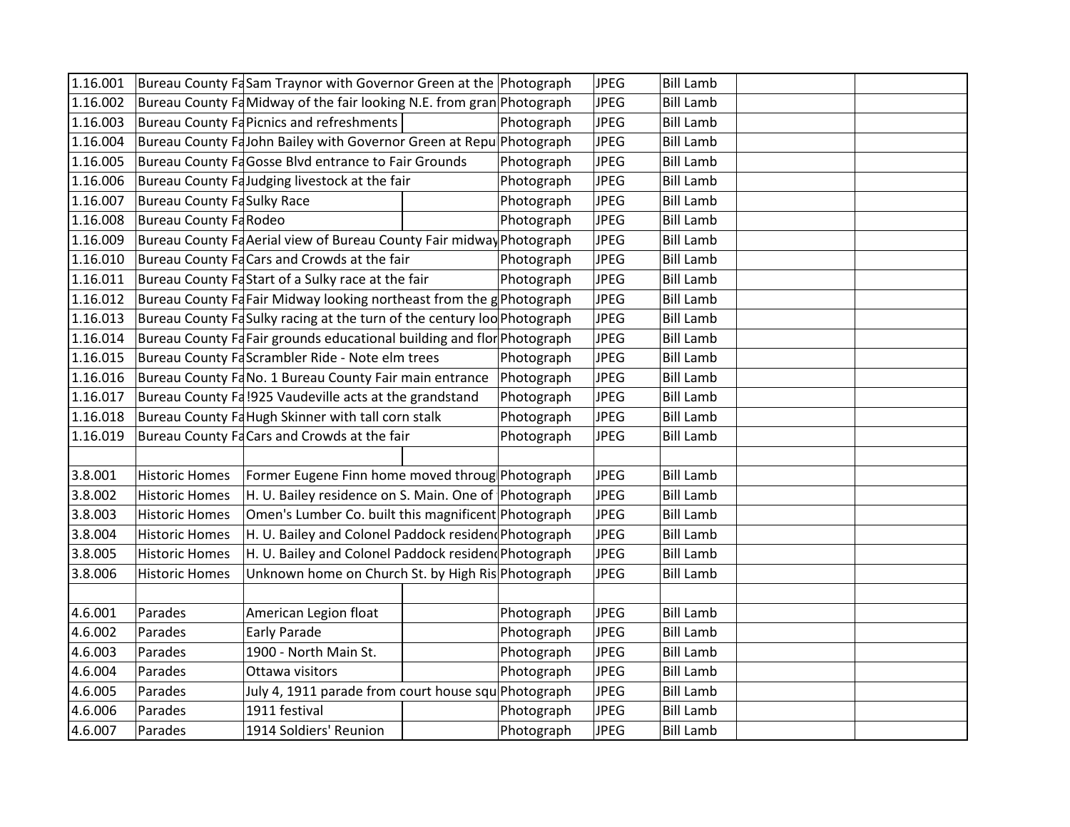| | | | | | | | | |
|---|---|---|---|---|---|---|---|---|
| 1.16.001 | Bureau County Fa | Sam Traynor with Governor Green at the | | Photograph | JPEG | Bill Lamb | | |
| 1.16.002 | Bureau County Fa | Midway of the fair looking N.E. from gran | | Photograph | JPEG | Bill Lamb | | |
| 1.16.003 | Bureau County Fa | Picnics and refreshments | | Photograph | JPEG | Bill Lamb | | |
| 1.16.004 | Bureau County Fa | John Bailey with Governor Green at Repu | | Photograph | JPEG | Bill Lamb | | |
| 1.16.005 | Bureau County Fa | Gosse Blvd entrance to Fair Grounds | | Photograph | JPEG | Bill Lamb | | |
| 1.16.006 | Bureau County Fa | Judging livestock at the fair | | Photograph | JPEG | Bill Lamb | | |
| 1.16.007 | Bureau County Fa | Sulky Race | | Photograph | JPEG | Bill Lamb | | |
| 1.16.008 | Bureau County Fa | Rodeo | | Photograph | JPEG | Bill Lamb | | |
| 1.16.009 | Bureau County Fa | Aerial view of Bureau County Fair midway | | Photograph | JPEG | Bill Lamb | | |
| 1.16.010 | Bureau County Fa | Cars and Crowds at the fair | | Photograph | JPEG | Bill Lamb | | |
| 1.16.011 | Bureau County Fa | Start of a Sulky race at the fair | | Photograph | JPEG | Bill Lamb | | |
| 1.16.012 | Bureau County Fa | Fair Midway looking northeast from the g | | Photograph | JPEG | Bill Lamb | | |
| 1.16.013 | Bureau County Fa | Sulky racing at the turn of the century loo | | Photograph | JPEG | Bill Lamb | | |
| 1.16.014 | Bureau County Fa | Fair grounds educational building and flor | | Photograph | JPEG | Bill Lamb | | |
| 1.16.015 | Bureau County Fa | Scrambler Ride - Note elm trees | | Photograph | JPEG | Bill Lamb | | |
| 1.16.016 | Bureau County Fa | No. 1 Bureau County Fair main entrance | | Photograph | JPEG | Bill Lamb | | |
| 1.16.017 | Bureau County Fa | !925 Vaudeville acts at the grandstand | | Photograph | JPEG | Bill Lamb | | |
| 1.16.018 | Bureau County Fa | Hugh Skinner with tall corn stalk | | Photograph | JPEG | Bill Lamb | | |
| 1.16.019 | Bureau County Fa | Cars and Crowds at the fair | | Photograph | JPEG | Bill Lamb | | |
| | | | | | | | | |
| 3.8.001 | Historic Homes | Former Eugene Finn home moved throug | | Photograph | JPEG | Bill Lamb | | |
| 3.8.002 | Historic Homes | H. U. Bailey residence on S. Main. One of | | Photograph | JPEG | Bill Lamb | | |
| 3.8.003 | Historic Homes | Omen's Lumber Co. built this magnificent | | Photograph | JPEG | Bill Lamb | | |
| 3.8.004 | Historic Homes | H. U. Bailey and Colonel Paddock residen | | Photograph | JPEG | Bill Lamb | | |
| 3.8.005 | Historic Homes | H. U. Bailey and Colonel Paddock residen | | Photograph | JPEG | Bill Lamb | | |
| 3.8.006 | Historic Homes | Unknown home on Church St. by High Ris | | Photograph | JPEG | Bill Lamb | | |
| | | | | | | | | |
| 4.6.001 | Parades | American Legion float | | Photograph | JPEG | Bill Lamb | | |
| 4.6.002 | Parades | Early Parade | | Photograph | JPEG | Bill Lamb | | |
| 4.6.003 | Parades | 1900 - North Main St. | | Photograph | JPEG | Bill Lamb | | |
| 4.6.004 | Parades | Ottawa visitors | | Photograph | JPEG | Bill Lamb | | |
| 4.6.005 | Parades | July 4, 1911 parade from court house squ | | Photograph | JPEG | Bill Lamb | | |
| 4.6.006 | Parades | 1911 festival | | Photograph | JPEG | Bill Lamb | | |
| 4.6.007 | Parades | 1914 Soldiers' Reunion | | Photograph | JPEG | Bill Lamb | | |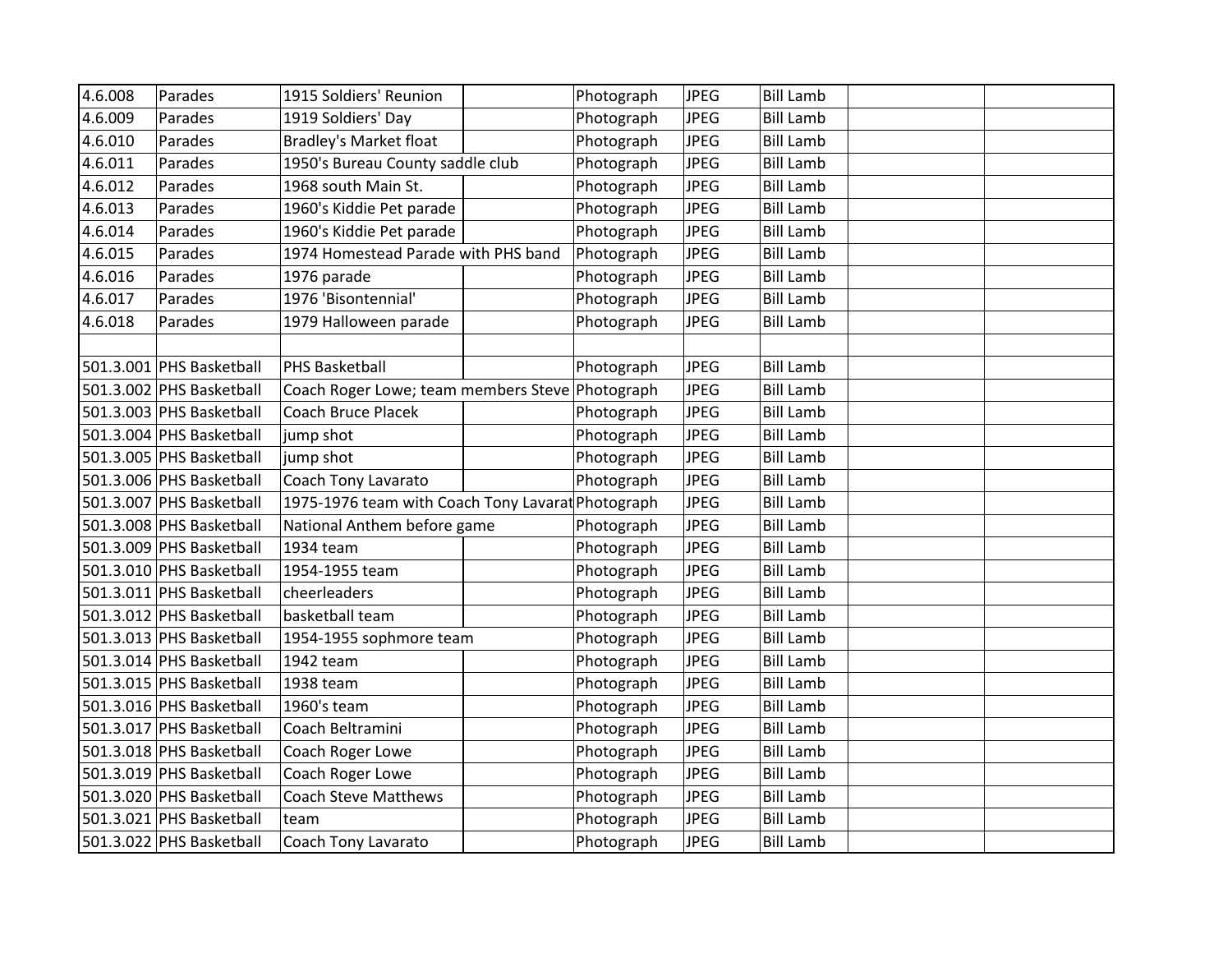| | | | | | | | | |
|---|---|---|---|---|---|---|---|---|
| 4.6.008 | Parades | 1915 Soldiers' Reunion | | Photograph | JPEG | Bill Lamb | | |
| 4.6.009 | Parades | 1919 Soldiers' Day | | Photograph | JPEG | Bill Lamb | | |
| 4.6.010 | Parades | Bradley's Market float | | Photograph | JPEG | Bill Lamb | | |
| 4.6.011 | Parades | 1950's Bureau County saddle club | | Photograph | JPEG | Bill Lamb | | |
| 4.6.012 | Parades | 1968 south Main St. | | Photograph | JPEG | Bill Lamb | | |
| 4.6.013 | Parades | 1960's Kiddie Pet parade | | Photograph | JPEG | Bill Lamb | | |
| 4.6.014 | Parades | 1960's Kiddie Pet parade | | Photograph | JPEG | Bill Lamb | | |
| 4.6.015 | Parades | 1974 Homestead Parade with PHS band | | Photograph | JPEG | Bill Lamb | | |
| 4.6.016 | Parades | 1976 parade | | Photograph | JPEG | Bill Lamb | | |
| 4.6.017 | Parades | 1976 'Bisontennial' | | Photograph | JPEG | Bill Lamb | | |
| 4.6.018 | Parades | 1979 Halloween parade | | Photograph | JPEG | Bill Lamb | | |
| | | | | | | | | |
| 501.3.001 | PHS Basketball | PHS Basketball | | Photograph | JPEG | Bill Lamb | | |
| 501.3.002 | PHS Basketball | Coach Roger Lowe; team members Steve | | Photograph | JPEG | Bill Lamb | | |
| 501.3.003 | PHS Basketball | Coach Bruce Placek | | Photograph | JPEG | Bill Lamb | | |
| 501.3.004 | PHS Basketball | jump shot | | Photograph | JPEG | Bill Lamb | | |
| 501.3.005 | PHS Basketball | jump shot | | Photograph | JPEG | Bill Lamb | | |
| 501.3.006 | PHS Basketball | Coach Tony Lavarato | | Photograph | JPEG | Bill Lamb | | |
| 501.3.007 | PHS Basketball | 1975-1976 team with Coach Tony Lavarat | | Photograph | JPEG | Bill Lamb | | |
| 501.3.008 | PHS Basketball | National Anthem before game | | Photograph | JPEG | Bill Lamb | | |
| 501.3.009 | PHS Basketball | 1934 team | | Photograph | JPEG | Bill Lamb | | |
| 501.3.010 | PHS Basketball | 1954-1955 team | | Photograph | JPEG | Bill Lamb | | |
| 501.3.011 | PHS Basketball | cheerleaders | | Photograph | JPEG | Bill Lamb | | |
| 501.3.012 | PHS Basketball | basketball team | | Photograph | JPEG | Bill Lamb | | |
| 501.3.013 | PHS Basketball | 1954-1955 sophmore team | | Photograph | JPEG | Bill Lamb | | |
| 501.3.014 | PHS Basketball | 1942 team | | Photograph | JPEG | Bill Lamb | | |
| 501.3.015 | PHS Basketball | 1938 team | | Photograph | JPEG | Bill Lamb | | |
| 501.3.016 | PHS Basketball | 1960's team | | Photograph | JPEG | Bill Lamb | | |
| 501.3.017 | PHS Basketball | Coach Beltramini | | Photograph | JPEG | Bill Lamb | | |
| 501.3.018 | PHS Basketball | Coach Roger Lowe | | Photograph | JPEG | Bill Lamb | | |
| 501.3.019 | PHS Basketball | Coach Roger Lowe | | Photograph | JPEG | Bill Lamb | | |
| 501.3.020 | PHS Basketball | Coach Steve Matthews | | Photograph | JPEG | Bill Lamb | | |
| 501.3.021 | PHS Basketball | team | | Photograph | JPEG | Bill Lamb | | |
| 501.3.022 | PHS Basketball | Coach Tony Lavarato | | Photograph | JPEG | Bill Lamb | | |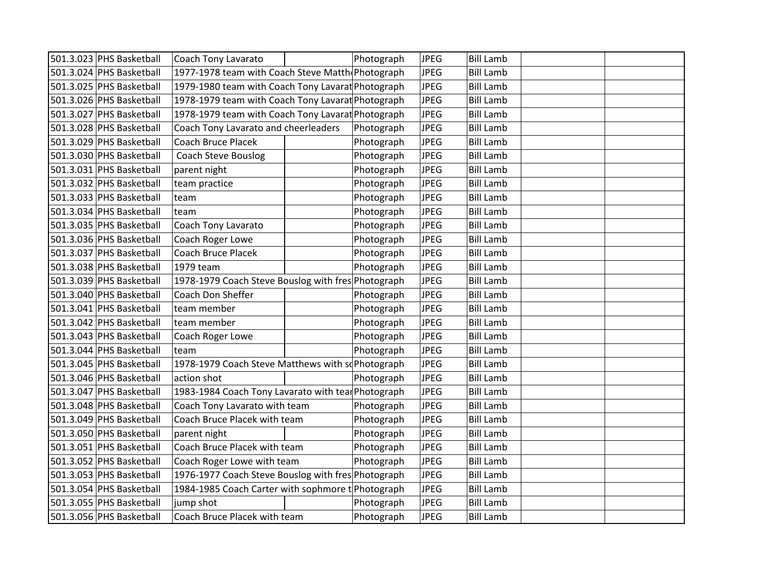| | | | | | | | |
|---|---|---|---|---|---|---|---|
| 501.3.023 | PHS Basketball | Coach Tony Lavarato | Photograph | JPEG | Bill Lamb | | |
| 501.3.024 | PHS Basketball | 1977-1978 team with Coach Steve Matth | Photograph | JPEG | Bill Lamb | | |
| 501.3.025 | PHS Basketball | 1979-1980 team with Coach Tony Lavarat | Photograph | JPEG | Bill Lamb | | |
| 501.3.026 | PHS Basketball | 1978-1979 team with Coach Tony Lavarat | Photograph | JPEG | Bill Lamb | | |
| 501.3.027 | PHS Basketball | 1978-1979 team with Coach Tony Lavarat | Photograph | JPEG | Bill Lamb | | |
| 501.3.028 | PHS Basketball | Coach Tony Lavarato and cheerleaders | Photograph | JPEG | Bill Lamb | | |
| 501.3.029 | PHS Basketball | Coach Bruce Placek | Photograph | JPEG | Bill Lamb | | |
| 501.3.030 | PHS Basketball | Coach Steve Bouslog | Photograph | JPEG | Bill Lamb | | |
| 501.3.031 | PHS Basketball | parent night | Photograph | JPEG | Bill Lamb | | |
| 501.3.032 | PHS Basketball | team practice | Photograph | JPEG | Bill Lamb | | |
| 501.3.033 | PHS Basketball | team | Photograph | JPEG | Bill Lamb | | |
| 501.3.034 | PHS Basketball | team | Photograph | JPEG | Bill Lamb | | |
| 501.3.035 | PHS Basketball | Coach Tony Lavarato | Photograph | JPEG | Bill Lamb | | |
| 501.3.036 | PHS Basketball | Coach Roger Lowe | Photograph | JPEG | Bill Lamb | | |
| 501.3.037 | PHS Basketball | Coach Bruce Placek | Photograph | JPEG | Bill Lamb | | |
| 501.3.038 | PHS Basketball | 1979 team | Photograph | JPEG | Bill Lamb | | |
| 501.3.039 | PHS Basketball | 1978-1979 Coach Steve Bouslog with fres | Photograph | JPEG | Bill Lamb | | |
| 501.3.040 | PHS Basketball | Coach Don Sheffer | Photograph | JPEG | Bill Lamb | | |
| 501.3.041 | PHS Basketball | team member | Photograph | JPEG | Bill Lamb | | |
| 501.3.042 | PHS Basketball | team member | Photograph | JPEG | Bill Lamb | | |
| 501.3.043 | PHS Basketball | Coach Roger Lowe | Photograph | JPEG | Bill Lamb | | |
| 501.3.044 | PHS Basketball | team | Photograph | JPEG | Bill Lamb | | |
| 501.3.045 | PHS Basketball | 1978-1979 Coach Steve Matthews with so | Photograph | JPEG | Bill Lamb | | |
| 501.3.046 | PHS Basketball | action shot | Photograph | JPEG | Bill Lamb | | |
| 501.3.047 | PHS Basketball | 1983-1984 Coach Tony Lavarato with tea | Photograph | JPEG | Bill Lamb | | |
| 501.3.048 | PHS Basketball | Coach Tony Lavarato with team | Photograph | JPEG | Bill Lamb | | |
| 501.3.049 | PHS Basketball | Coach Bruce Placek with team | Photograph | JPEG | Bill Lamb | | |
| 501.3.050 | PHS Basketball | parent night | Photograph | JPEG | Bill Lamb | | |
| 501.3.051 | PHS Basketball | Coach Bruce Placek with team | Photograph | JPEG | Bill Lamb | | |
| 501.3.052 | PHS Basketball | Coach Roger Lowe with team | Photograph | JPEG | Bill Lamb | | |
| 501.3.053 | PHS Basketball | 1976-1977 Coach Steve Bouslog with fres | Photograph | JPEG | Bill Lamb | | |
| 501.3.054 | PHS Basketball | 1984-1985 Coach Carter with sophmore t | Photograph | JPEG | Bill Lamb | | |
| 501.3.055 | PHS Basketball | jump shot | Photograph | JPEG | Bill Lamb | | |
| 501.3.056 | PHS Basketball | Coach Bruce Placek with team | Photograph | JPEG | Bill Lamb | | |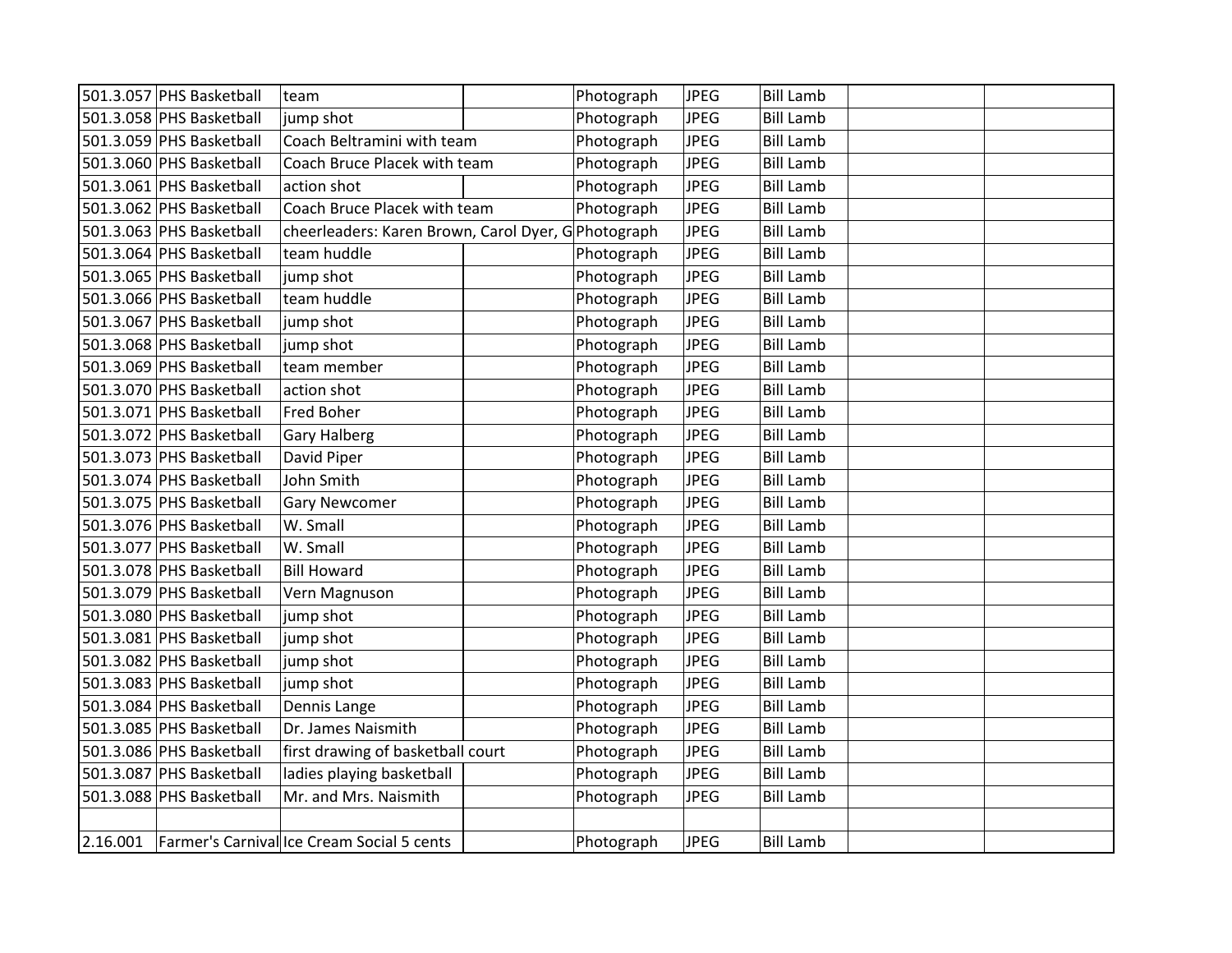| | | | | | | | | |
|---|---|---|---|---|---|---|---|---|
| 501.3.057 | PHS Basketball | team | | Photograph | JPEG | Bill Lamb | | |
| 501.3.058 | PHS Basketball | jump shot | | Photograph | JPEG | Bill Lamb | | |
| 501.3.059 | PHS Basketball | Coach Beltramini with team | | Photograph | JPEG | Bill Lamb | | |
| 501.3.060 | PHS Basketball | Coach Bruce Placek with team | | Photograph | JPEG | Bill Lamb | | |
| 501.3.061 | PHS Basketball | action shot | | Photograph | JPEG | Bill Lamb | | |
| 501.3.062 | PHS Basketball | Coach Bruce Placek with team | | Photograph | JPEG | Bill Lamb | | |
| 501.3.063 | PHS Basketball | cheerleaders: Karen Brown, Carol Dyer, G | | Photograph | JPEG | Bill Lamb | | |
| 501.3.064 | PHS Basketball | team huddle | | Photograph | JPEG | Bill Lamb | | |
| 501.3.065 | PHS Basketball | jump shot | | Photograph | JPEG | Bill Lamb | | |
| 501.3.066 | PHS Basketball | team huddle | | Photograph | JPEG | Bill Lamb | | |
| 501.3.067 | PHS Basketball | jump shot | | Photograph | JPEG | Bill Lamb | | |
| 501.3.068 | PHS Basketball | jump shot | | Photograph | JPEG | Bill Lamb | | |
| 501.3.069 | PHS Basketball | team member | | Photograph | JPEG | Bill Lamb | | |
| 501.3.070 | PHS Basketball | action shot | | Photograph | JPEG | Bill Lamb | | |
| 501.3.071 | PHS Basketball | Fred Boher | | Photograph | JPEG | Bill Lamb | | |
| 501.3.072 | PHS Basketball | Gary Halberg | | Photograph | JPEG | Bill Lamb | | |
| 501.3.073 | PHS Basketball | David Piper | | Photograph | JPEG | Bill Lamb | | |
| 501.3.074 | PHS Basketball | John Smith | | Photograph | JPEG | Bill Lamb | | |
| 501.3.075 | PHS Basketball | Gary Newcomer | | Photograph | JPEG | Bill Lamb | | |
| 501.3.076 | PHS Basketball | W. Small | | Photograph | JPEG | Bill Lamb | | |
| 501.3.077 | PHS Basketball | W. Small | | Photograph | JPEG | Bill Lamb | | |
| 501.3.078 | PHS Basketball | Bill Howard | | Photograph | JPEG | Bill Lamb | | |
| 501.3.079 | PHS Basketball | Vern Magnuson | | Photograph | JPEG | Bill Lamb | | |
| 501.3.080 | PHS Basketball | jump shot | | Photograph | JPEG | Bill Lamb | | |
| 501.3.081 | PHS Basketball | jump shot | | Photograph | JPEG | Bill Lamb | | |
| 501.3.082 | PHS Basketball | jump shot | | Photograph | JPEG | Bill Lamb | | |
| 501.3.083 | PHS Basketball | jump shot | | Photograph | JPEG | Bill Lamb | | |
| 501.3.084 | PHS Basketball | Dennis Lange | | Photograph | JPEG | Bill Lamb | | |
| 501.3.085 | PHS Basketball | Dr. James Naismith | | Photograph | JPEG | Bill Lamb | | |
| 501.3.086 | PHS Basketball | first drawing of basketball court | | Photograph | JPEG | Bill Lamb | | |
| 501.3.087 | PHS Basketball | ladies playing basketball | | Photograph | JPEG | Bill Lamb | | |
| 501.3.088 | PHS Basketball | Mr. and Mrs. Naismith | | Photograph | JPEG | Bill Lamb | | |
| | | | | | | | | |
| 2.16.001 | Farmer's Carnival | Ice Cream Social 5 cents | | Photograph | JPEG | Bill Lamb | | |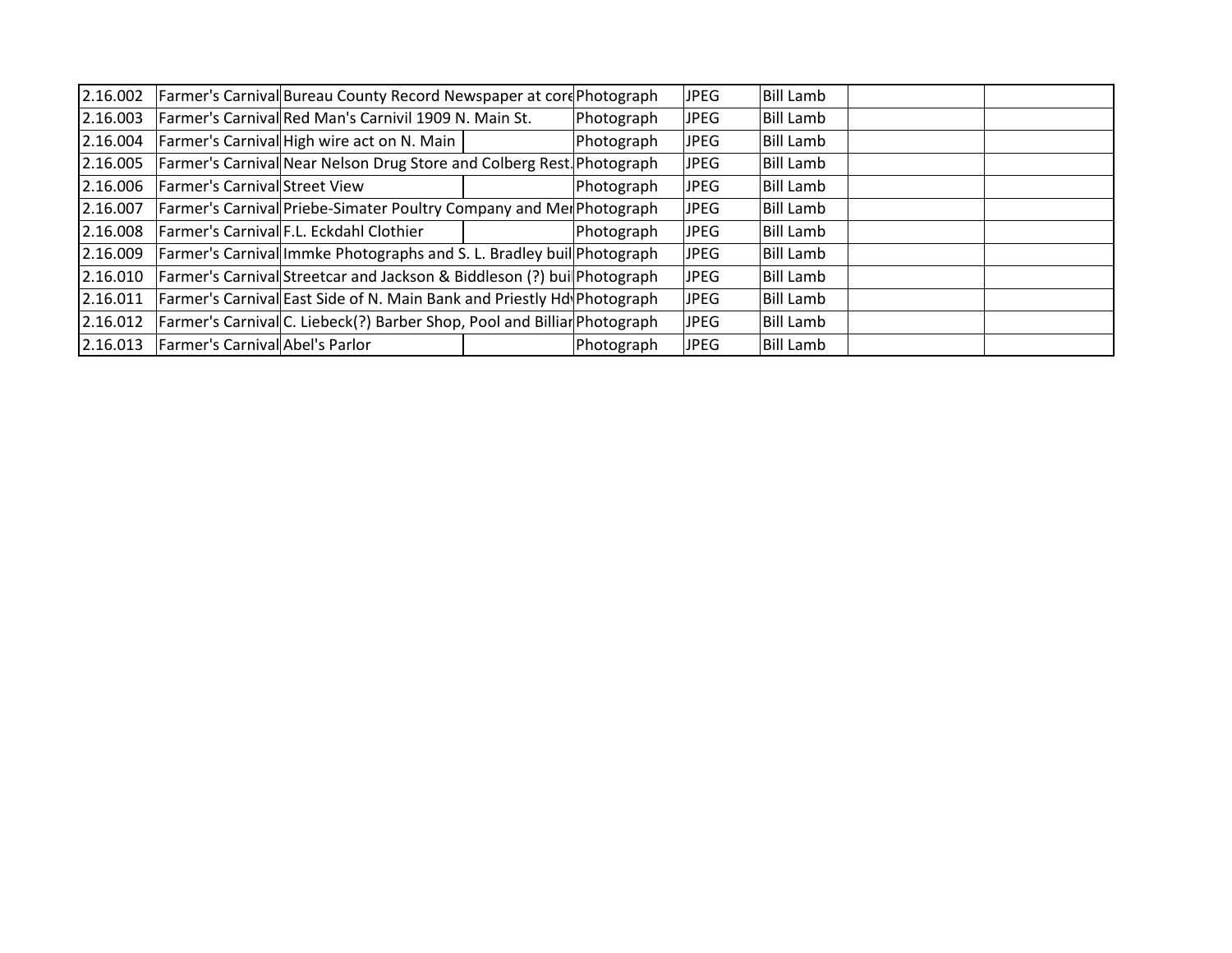| | | | | | | | | |
|---|---|---|---|---|---|---|---|---|
| 2.16.002 | Farmer's Carnival | Bureau County Record Newspaper at core | | Photograph | JPEG | Bill Lamb | | |
| 2.16.003 | Farmer's Carnival | Red Man's Carnivil 1909 N. Main St. | | Photograph | JPEG | Bill Lamb | | |
| 2.16.004 | Farmer's Carnival | High wire act on N. Main | | Photograph | JPEG | Bill Lamb | | |
| 2.16.005 | Farmer's Carnival | Near Nelson Drug Store and Colberg Rest. | | Photograph | JPEG | Bill Lamb | | |
| 2.16.006 | Farmer's Carnival | Street View | | Photograph | JPEG | Bill Lamb | | |
| 2.16.007 | Farmer's Carnival | Priebe-Simater Poultry Company and Mer | | Photograph | JPEG | Bill Lamb | | |
| 2.16.008 | Farmer's Carnival | F.L. Eckdahl Clothier | | Photograph | JPEG | Bill Lamb | | |
| 2.16.009 | Farmer's Carnival | Immke Photographs and S. L. Bradley buil | | Photograph | JPEG | Bill Lamb | | |
| 2.16.010 | Farmer's Carnival | Streetcar and Jackson & Biddleson (?) bui | | Photograph | JPEG | Bill Lamb | | |
| 2.16.011 | Farmer's Carnival | East Side of N. Main Bank and Priestly Hd | | Photograph | JPEG | Bill Lamb | | |
| 2.16.012 | Farmer's Carnival | C. Liebeck(?) Barber Shop, Pool and Billiar | | Photograph | JPEG | Bill Lamb | | |
| 2.16.013 | Farmer's Carnival | Abel's Parlor | | Photograph | JPEG | Bill Lamb | | |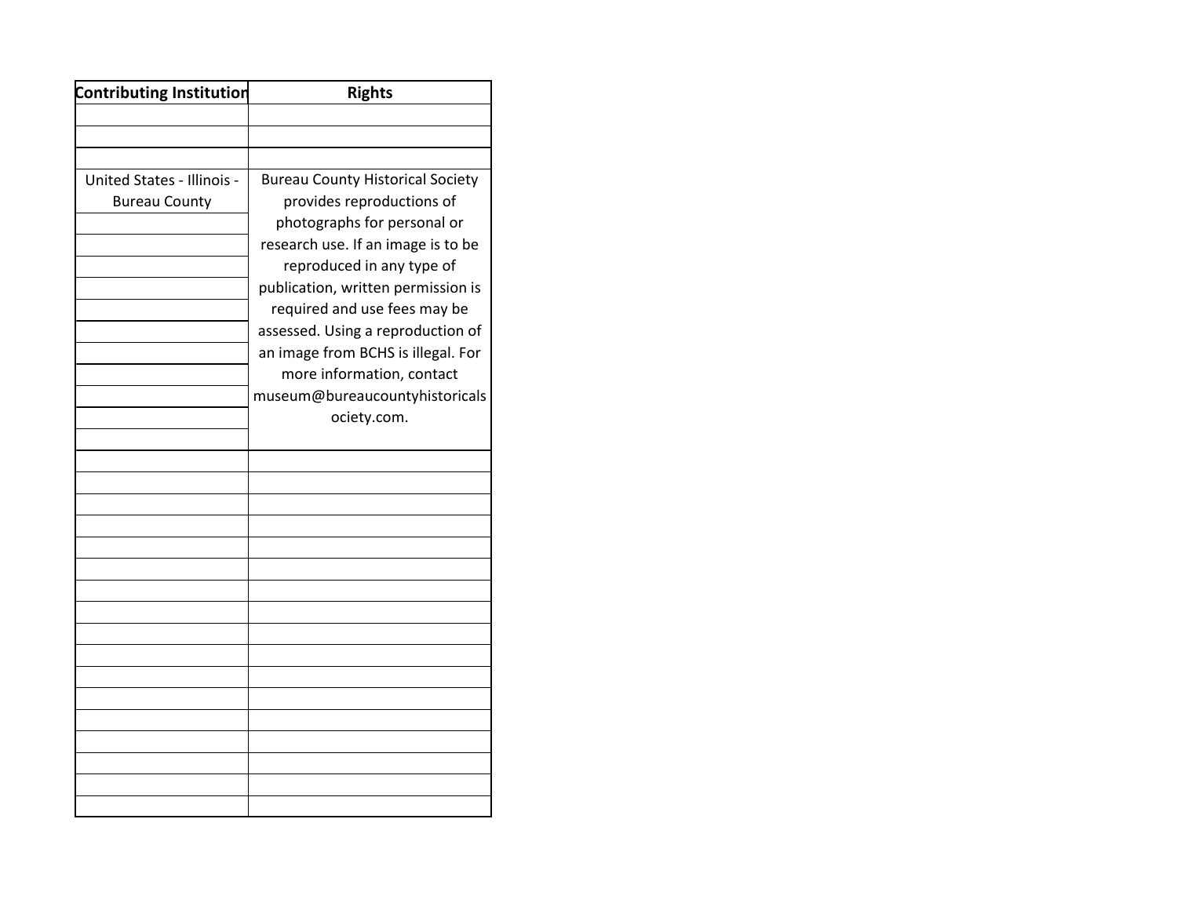| Contributing Institution | Rights |
|---|---|
| | |
| | |
| | |
| United States - Illinois - Bureau County | Bureau County Historical Society provides reproductions of photographs for personal or research use. If an image is to be reproduced in any type of publication, written permission is required and use fees may be assessed. Using a reproduction of an image from BCHS is illegal. For more information, contact museum@bureaucountyhistoricalsociety.com. |
| | |
| | |
| | |
| | |
| | |
| | |
| | |
| | |
| | |
| | |
| | |
| | |
| | |
| | |
| | |
| | |
| | |
| | |
| | |
| | |
| | |
| | |
| | |
| | |
| | |
| | |
| | |
| | |
| | |